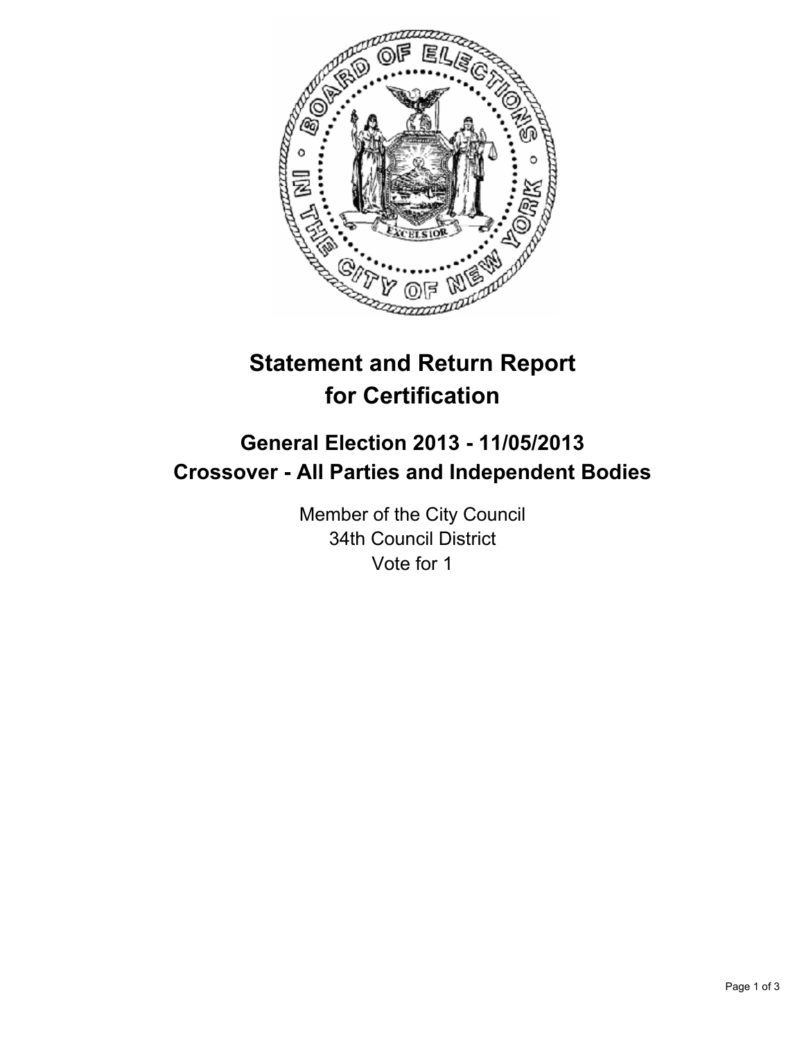# Statement and Return Report for Certification

## General Election 2013 - 11/05/2013
## Crossover - All Parties and Independent Bodies

Member of the City Council
34th Council District
Vote for 1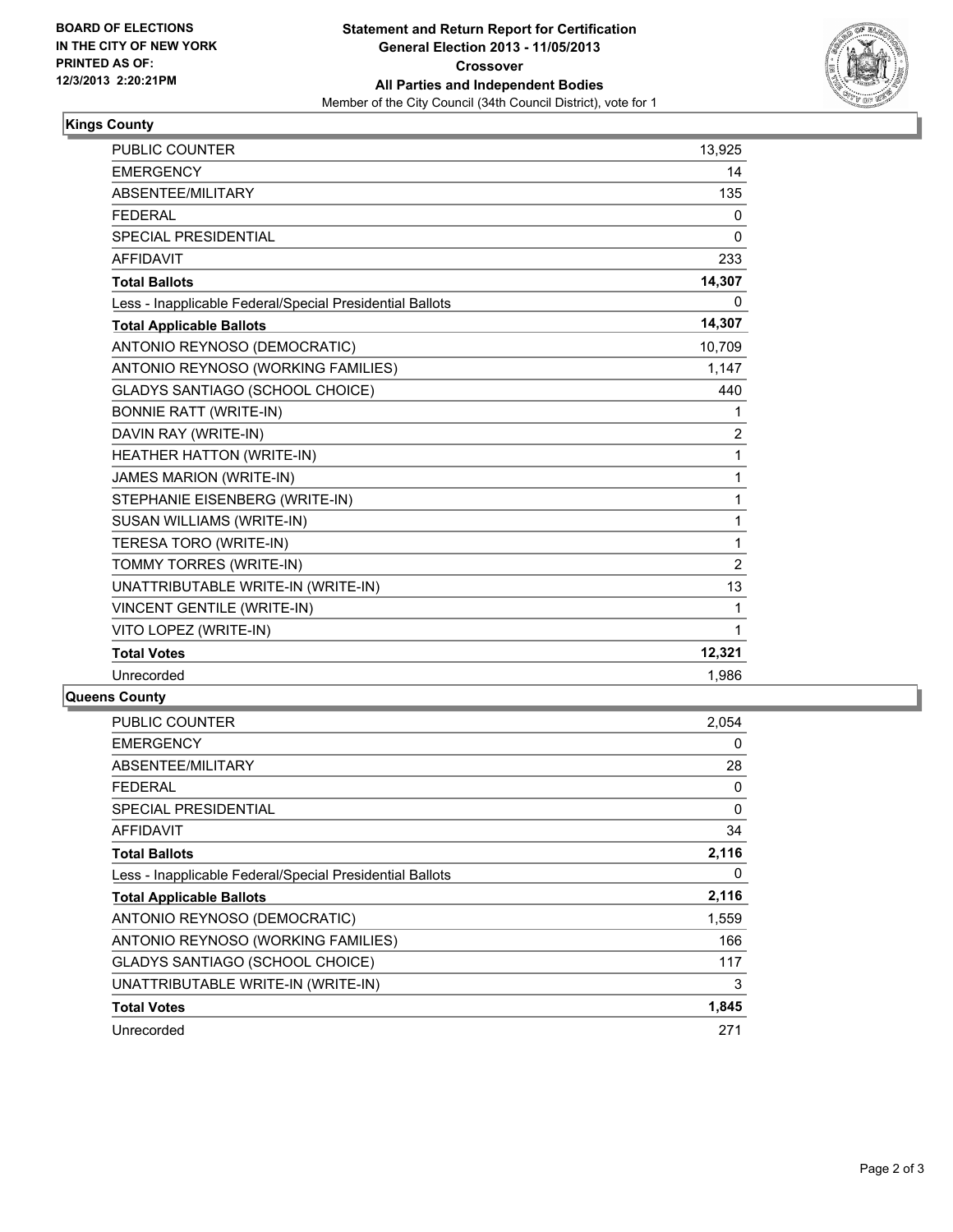**BOARD OF ELECTIONS IN THE CITY OF NEW YORK PRINTED AS OF: 12/3/2013 2:20:21PM**

**Statement and Return Report for Certification**
**General Election 2013 - 11/05/2013**
**Crossover**
**All Parties and Independent Bodies**
Member of the City Council (34th Council District), vote for 1

### Kings County

| | |
|---|---|
| PUBLIC COUNTER | 13,925 |
| EMERGENCY | 14 |
| ABSENTEE/MILITARY | 135 |
| FEDERAL | 0 |
| SPECIAL PRESIDENTIAL | 0 |
| AFFIDAVIT | 233 |
| **Total Ballots** | **14,307** |
| Less - Inapplicable Federal/Special Presidential Ballots | 0 |
| **Total Applicable Ballots** | **14,307** |
| ANTONIO REYNOSO (DEMOCRATIC) | 10,709 |
| ANTONIO REYNOSO (WORKING FAMILIES) | 1,147 |
| GLADYS SANTIAGO (SCHOOL CHOICE) | 440 |
| BONNIE RATT (WRITE-IN) | 1 |
| DAVIN RAY (WRITE-IN) | 2 |
| HEATHER HATTON (WRITE-IN) | 1 |
| JAMES MARION (WRITE-IN) | 1 |
| STEPHANIE EISENBERG (WRITE-IN) | 1 |
| SUSAN WILLIAMS (WRITE-IN) | 1 |
| TERESA TORO (WRITE-IN) | 1 |
| TOMMY TORRES (WRITE-IN) | 2 |
| UNATTRIBUTABLE WRITE-IN (WRITE-IN) | 13 |
| VINCENT GENTILE (WRITE-IN) | 1 |
| VITO LOPEZ (WRITE-IN) | 1 |
| **Total Votes** | **12,321** |
| Unrecorded | 1,986 |

### Queens County

| | |
|---|---|
| PUBLIC COUNTER | 2,054 |
| EMERGENCY | 0 |
| ABSENTEE/MILITARY | 28 |
| FEDERAL | 0 |
| SPECIAL PRESIDENTIAL | 0 |
| AFFIDAVIT | 34 |
| **Total Ballots** | **2,116** |
| Less - Inapplicable Federal/Special Presidential Ballots | 0 |
| **Total Applicable Ballots** | **2,116** |
| ANTONIO REYNOSO (DEMOCRATIC) | 1,559 |
| ANTONIO REYNOSO (WORKING FAMILIES) | 166 |
| GLADYS SANTIAGO (SCHOOL CHOICE) | 117 |
| UNATTRIBUTABLE WRITE-IN (WRITE-IN) | 3 |
| **Total Votes** | **1,845** |
| Unrecorded | 271 |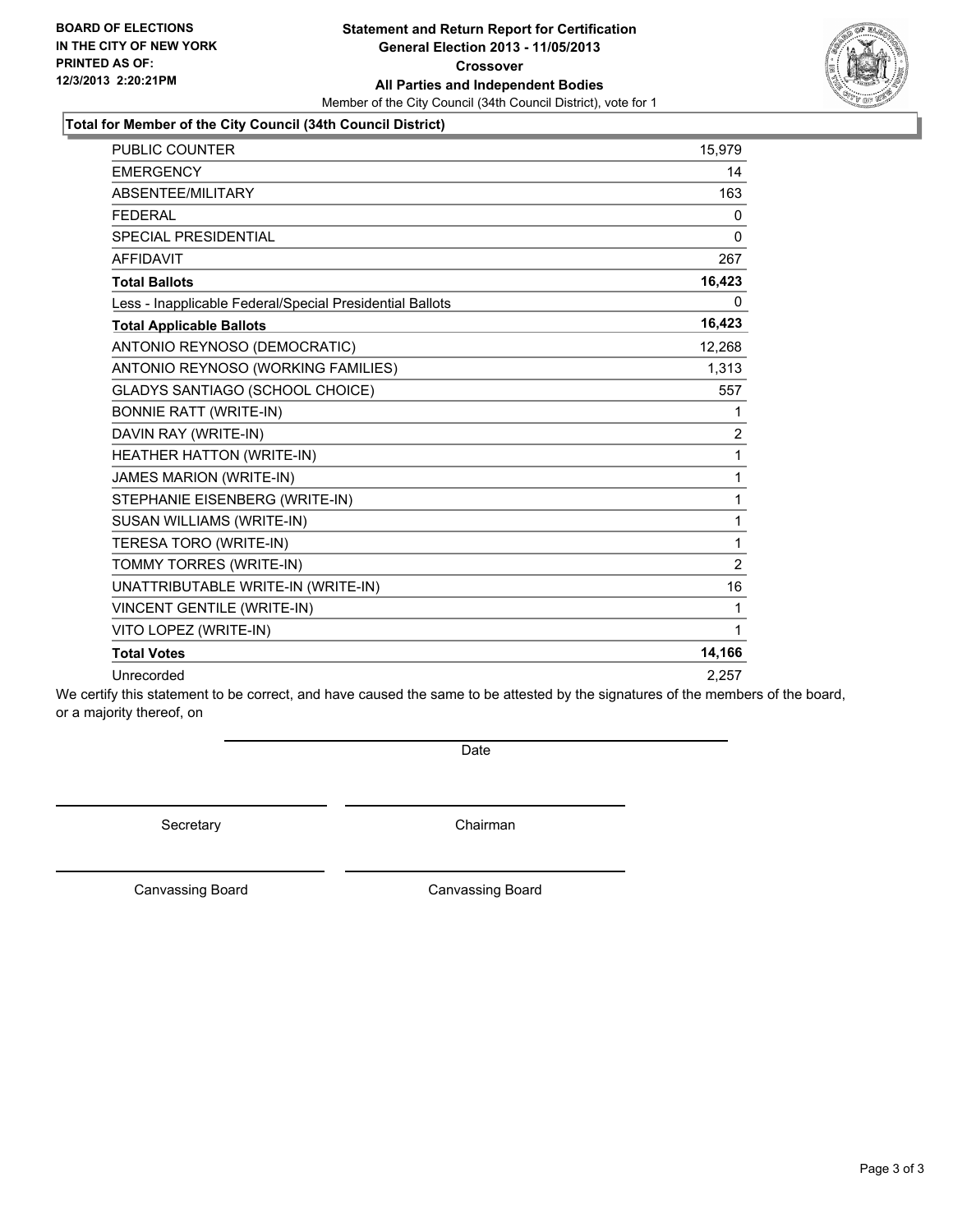**BOARD OF ELECTIONS IN THE CITY OF NEW YORK PRINTED AS OF: 12/3/2013 2:20:21PM**

**Statement and Return Report for Certification General Election 2013 - 11/05/2013 Crossover All Parties and Independent Bodies**

Member of the City Council (34th Council District), vote for 1

**Total for Member of the City Council (34th Council District)**

| | |
|---|---|
| PUBLIC COUNTER | 15,979 |
| EMERGENCY | 14 |
| ABSENTEE/MILITARY | 163 |
| FEDERAL | 0 |
| SPECIAL PRESIDENTIAL | 0 |
| AFFIDAVIT | 267 |
| **Total Ballots** | **16,423** |
| Less - Inapplicable Federal/Special Presidential Ballots | 0 |
| **Total Applicable Ballots** | **16,423** |
| ANTONIO REYNOSO (DEMOCRATIC) | 12,268 |
| ANTONIO REYNOSO (WORKING FAMILIES) | 1,313 |
| GLADYS SANTIAGO (SCHOOL CHOICE) | 557 |
| BONNIE RATT (WRITE-IN) | 1 |
| DAVIN RAY (WRITE-IN) | 2 |
| HEATHER HATTON (WRITE-IN) | 1 |
| JAMES MARION (WRITE-IN) | 1 |
| STEPHANIE EISENBERG (WRITE-IN) | 1 |
| SUSAN WILLIAMS (WRITE-IN) | 1 |
| TERESA TORO (WRITE-IN) | 1 |
| TOMMY TORRES (WRITE-IN) | 2 |
| UNATTRIBUTABLE WRITE-IN (WRITE-IN) | 16 |
| VINCENT GENTILE (WRITE-IN) | 1 |
| VITO LOPEZ (WRITE-IN) | 1 |
| **Total Votes** | **14,166** |
| Unrecorded | 2,257 |

We certify this statement to be correct, and have caused the same to be attested by the signatures of the members of the board, or a majority thereof, on

Date

Secretary

Chairman

Canvassing Board

Canvassing Board